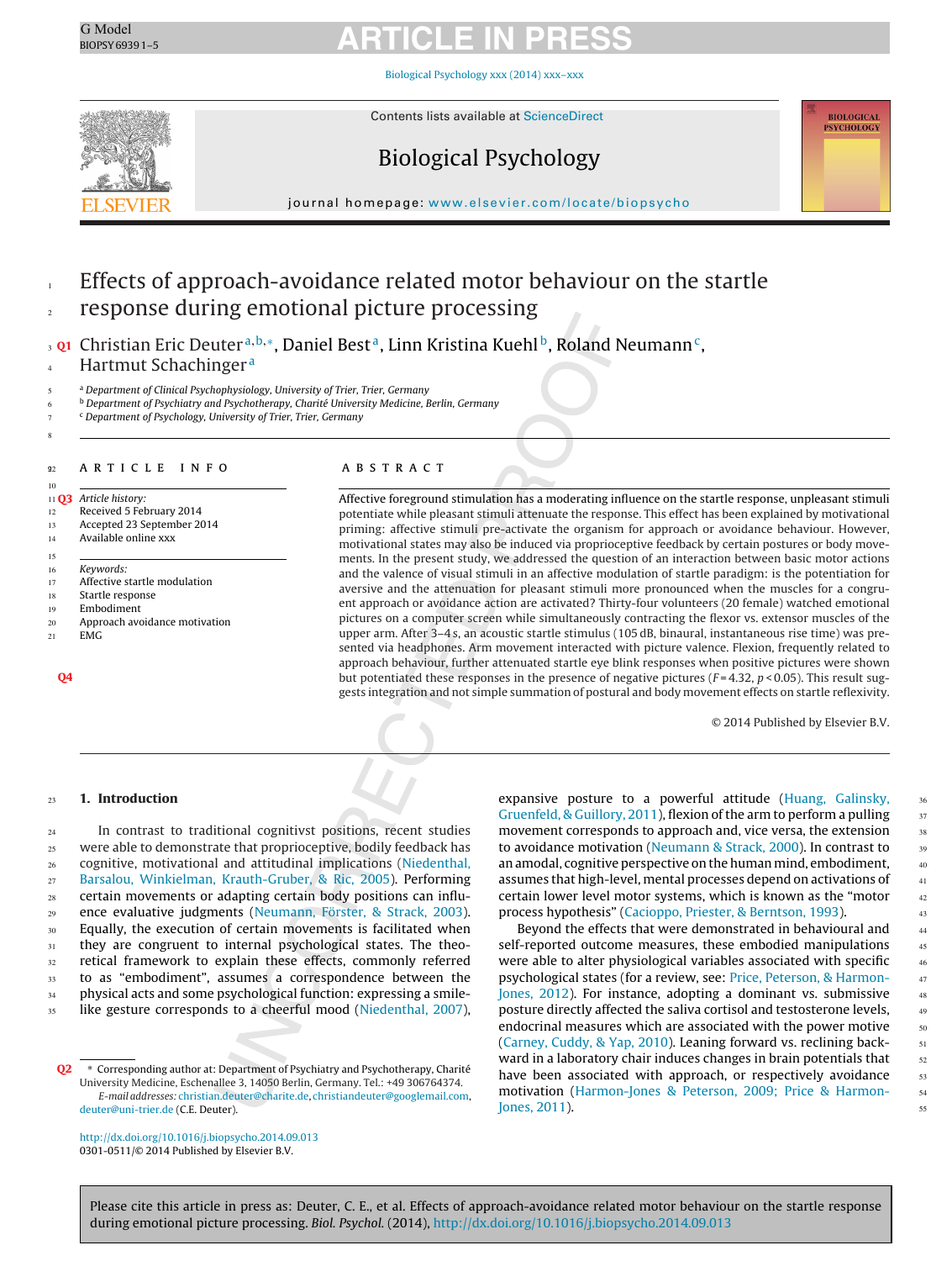# Effects of approach-avoidance related motor behaviour on the startle response during emotional picture processing

Christian Eric Deuter[a,b,*], Daniel Best[a], Linn Kristina Kuehl[b], Roland Neumann[c], Hartmut Schachinger[a]

[a] Department of Clinical Psychophysiology, University of Trier, Trier, Germany
[b] Department of Psychiatry and Psychotherapy, Charité University Medicine, Berlin, Germany
[c] Department of Psychology, University of Trier, Trier, Germany

## ARTICLE INFO

*Article history:*
Received 5 February 2014
Accepted 23 September 2014
Available online xxx

*Keywords:*
Affective startle modulation
Startle response
Embodiment
Approach avoidance motivation
EMG

## ABSTRACT

Affective foreground stimulation has a moderating influence on the startle response, unpleasant stimuli potentiate while pleasant stimuli attenuate the response. This effect has been explained by motivational priming: affective stimuli pre-activate the organism for approach or avoidance behaviour. However, motivational states may also be induced via proprioceptive feedback by certain postures or body movements. In the present study, we addressed the question of an interaction between basic motor actions and the valence of visual stimuli in an affective modulation of startle paradigm: is the potentiation for aversive and the attenuation for pleasant stimuli more pronounced when the muscles for a congruent approach or avoidance action are activated? Thirty-four volunteers (20 female) watched emotional pictures on a computer screen while simultaneously contracting the flexor vs. extensor muscles of the upper arm. After 3–4 s, an acoustic startle stimulus (105 dB, binaural, instantaneous rise time) was presented via headphones. Arm movement interacted with picture valence. Flexion, frequently related to approach behaviour, further attenuated startle eye blink responses when positive pictures were shown but potentiated these responses in the presence of negative pictures ($F = 4.32$, $p < 0.05$). This result suggests integration and not simple summation of postural and body movement effects on startle reflexivity.

© 2014 Published by Elsevier B.V.

## 1. Introduction

In contrast to traditional cognitivst positions, recent studies were able to demonstrate that proprioceptive, bodily feedback has cognitive, motivational and attitudinal implications (Niedenthal, Barsalou, Winkielman, Krauth-Gruber, & Ric, 2005). Performing certain movements or adapting certain body positions can influence evaluative judgments (Neumann, Förster, & Strack, 2003). Equally, the execution of certain movements is facilitated when they are congruent to internal psychological states. The theoretical framework to explain these effects, commonly referred to as "embodiment", assumes a correspondence between the physical acts and some psychological function: expressing a smile-like gesture corresponds to a cheerful mood (Niedenthal, 2007), expansive posture to a powerful attitude (Huang, Galinsky, Gruenfeld, & Guillory, 2011), flexion of the arm to perform a pulling movement corresponds to approach and, vice versa, the extension to avoidance motivation (Neumann & Strack, 2000). In contrast to an amodal, cognitive perspective on the human mind, embodiment, assumes that high-level, mental processes depend on activations of certain lower level motor systems, which is known as the "motor process hypothesis" (Cacioppo, Priester, & Berntson, 1993).

Beyond the effects that were demonstrated in behavioural and self-reported outcome measures, these embodied manipulations were able to alter physiological variables associated with specific psychological states (for a review, see: Price, Peterson, & Harmon-Jones, 2012). For instance, adopting a dominant vs. submissive posture directly affected the saliva cortisol and testosterone levels, endocrinal measures which are associated with the power motive (Carney, Cuddy, & Yap, 2010). Leaning forward vs. reclining backward in a laboratory chair induces changes in brain potentials that have been associated with approach, or respectively avoidance motivation (Harmon-Jones & Peterson, 2009; Price & Harmon-Jones, 2011).

\* Corresponding author at: Department of Psychiatry and Psychotherapy, Charité University Medicine, Eschenallee 3, 14050 Berlin, Germany. Tel.: +49 306764374.
*E-mail addresses:* christian.deuter@charite.de, christiandeuter@googlemail.com, deuter@uni-trier.de (C.E. Deuter).

http://dx.doi.org/10.1016/j.biopsycho.2014.09.013
0301-0511/© 2014 Published by Elsevier B.V.

Please cite this article in press as: Deuter, C. E., et al. Effects of approach-avoidance related motor behaviour on the startle response during emotional picture processing. *Biol. Psychol.* (2014), http://dx.doi.org/10.1016/j.biopsycho.2014.09.013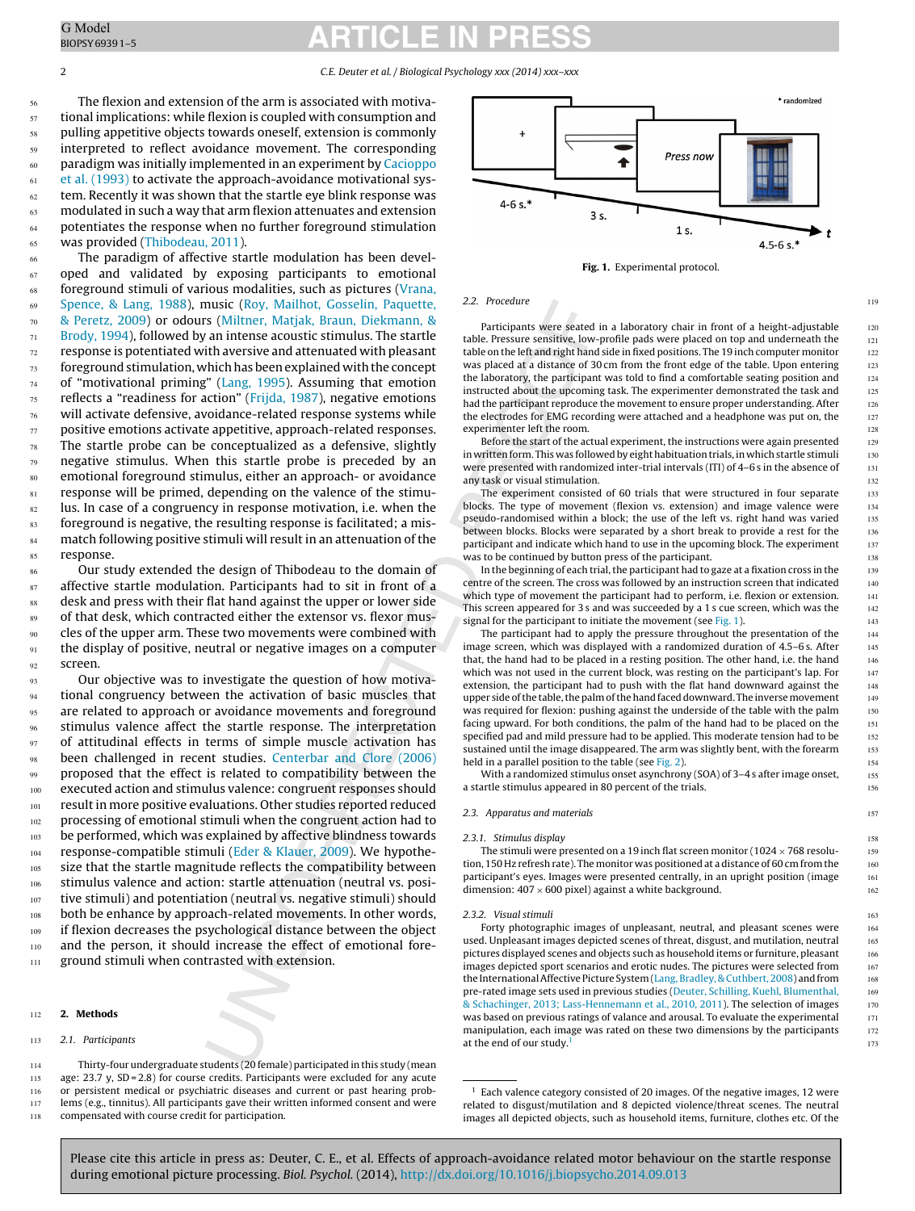The flexion and extension of the arm is associated with motivational implications: while flexion is coupled with consumption and pulling appetitive objects towards oneself, extension is commonly interpreted to reflect avoidance movement. The corresponding paradigm was initially implemented in an experiment by Cacioppo et al. (1993) to activate the approach-avoidance motivational system. Recently it was shown that the startle eye blink response was modulated in such a way that arm flexion attenuates and extension potentiates the response when no further foreground stimulation was provided (Thibodeau, 2011).

The paradigm of affective startle modulation has been developed and validated by exposing participants to emotional foreground stimuli of various modalities, such as pictures (Vrana, Spence, & Lang, 1988), music (Roy, Mailhot, Gosselin, Paquette, & Peretz, 2009) or odours (Miltner, Matjak, Braun, Diekmann, & Brody, 1994), followed by an intense acoustic stimulus. The startle response is potentiated with aversive and attenuated with pleasant foreground stimulation, which has been explained with the concept of "motivational priming" (Lang, 1995). Assuming that emotion reflects a "readiness for action" (Frijda, 1987), negative emotions will activate defensive, avoidance-related response systems while positive emotions activate appetitive, approach-related responses. The startle probe can be conceptualized as a defensive, slightly negative stimulus. When this startle probe is preceded by an emotional foreground stimulus, either an approach- or avoidance response will be primed, depending on the valence of the stimulus. In case of a congruency in response motivation, i.e. when the foreground is negative, the resulting response is facilitated; a mismatch following positive stimuli will result in an attenuation of the response.

Our study extended the design of Thibodeau to the domain of affective startle modulation. Participants had to sit in front of a desk and press with their flat hand against the upper or lower side of that desk, which contracted either the extensor vs. flexor muscles of the upper arm. These two movements were combined with the display of positive, neutral or negative images on a computer screen.

Our objective was to investigate the question of how motivational congruency between the activation of basic muscles that are related to approach or avoidance movements and foreground stimulus valence affect the startle response. The interpretation of attitudinal effects in terms of simple muscle activation has been challenged in recent studies. Centerbar and Clore (2006) proposed that the effect is related to compatibility between the executed action and stimulus valence: congruent responses should result in more positive evaluations. Other studies reported reduced processing of emotional stimuli when the congruent action had to be performed, which was explained by affective blindness towards response-compatible stimuli (Eder & Klauer, 2009). We hypothesize that the startle magnitude reflects the compatibility between stimulus valence and action: startle attenuation (neutral vs. positive stimuli) and potentiation (neutral vs. negative stimuli) should both be enhance by approach-related movements. In other words, if flexion decreases the psychological distance between the object and the person, it should increase the effect of emotional foreground stimuli when contrasted with extension.

## 2. Methods

### 2.1. Participants

Thirty-four undergraduate students (20 female) participated in this study (mean age: 23.7 y, SD = 2.8) for course credits. Participants were excluded for any acute or persistent medical or psychiatric diseases and current or past hearing problems (e.g., tinnitus). All participants gave their written informed consent and were compensated with course credit for participation.

\* randomized

4-6 s.\* — 3 s. — 1 s. — 4.5-6 s.\* — t

Press now

**Fig. 1.** Experimental protocol.

### 2.2. Procedure

Participants were seated in a laboratory chair in front of a height-adjustable table. Pressure sensitive, low-profile pads were placed on top and underneath the table on the left and right hand side in fixed positions. The 19 inch computer monitor was placed at a distance of 30 cm from the front edge of the table. Upon entering the laboratory, the participant was told to find a comfortable seating position and instructed about the upcoming task. The experimenter demonstrated the task and had the participant reproduce the movement to ensure proper understanding. After the electrodes for EMG recording were attached and a headphone was put on, the experimenter left the room.

Before the start of the actual experiment, the instructions were again presented in written form. This was followed by eight habituation trials, in which startle stimuli were presented with randomized inter-trial intervals (ITI) of 4–6 s in the absence of any task or visual stimulation.

The experiment consisted of 60 trials that were structured in four separate blocks. The type of movement (flexion vs. extension) and image valence were pseudo-randomised within a block; the use of the left vs. right hand was varied between blocks. Blocks were separated by a short break to provide a rest for the participant and indicate which hand to use in the upcoming block. The experiment was to be continued by button press of the participant.

In the beginning of each trial, the participant had to gaze at a fixation cross in the centre of the screen. The cross was followed by an instruction screen that indicated which type of movement the participant had to perform, i.e. flexion or extension. This screen appeared for 3 s and was succeeded by a 1 s cue screen, which was the signal for the participant to initiate the movement (see Fig. 1).

The participant had to apply the pressure throughout the presentation of the image screen, which was displayed with a randomized duration of 4.5–6 s. After that, the hand had to be placed in a resting position. The other hand, i.e. the hand which was not used in the current block, was resting on the participant's lap. For extension, the participant had to push with the flat hand downward against the upper side of the table, the palm of the hand faced downward. The inverse movement was required for flexion: pushing against the underside of the table with the palm facing upward. For both conditions, the palm of the hand had to be placed on the specified pad and mild pressure had to be applied. This moderate tension had to be sustained until the image disappeared. The arm was slightly bent, with the forearm held in a parallel position to the table (see Fig. 2).

With a randomized stimulus onset asynchrony (SOA) of 3–4 s after image onset, a startle stimulus appeared in 80 percent of the trials.

### 2.3. Apparatus and materials

#### 2.3.1. Stimulus display

The stimuli were presented on a 19 inch flat screen monitor (1024 × 768 resolution, 150 Hz refresh rate). The monitor was positioned at a distance of 60 cm from the participant's eyes. Images were presented centrally, in an upright position (image dimension: 407 × 600 pixel) against a white background.

#### 2.3.2. Visual stimuli

Forty photographic images of unpleasant, neutral, and pleasant scenes were used. Unpleasant images depicted scenes of threat, disgust, and mutilation, neutral pictures displayed scenes and objects such as household items or furniture, pleasant images depicted sport scenarios and erotic nudes. The pictures were selected from the International Affective Picture System (Lang, Bradley, & Cuthbert, 2008) and from pre-rated image sets used in previous studies (Deuter, Schilling, Kuehl, Blumenthal, & Schachinger, 2013; Lass-Hennemann et al., 2010, 2011). The selection of images was based on previous ratings of valance and arousal. To evaluate the experimental manipulation, each image was rated on these two dimensions by the participants at the end of our study.[1]

[1] Each valence category consisted of 20 images. Of the negative images, 12 were related to disgust/mutilation and 8 depicted violence/threat scenes. The neutral images all depicted objects, such as household items, furniture, clothes etc. Of the

Please cite this article in press as: Deuter, C. E., et al. Effects of approach-avoidance related motor behaviour on the startle response during emotional picture processing. *Biol. Psychol.* (2014), http://dx.doi.org/10.1016/j.biopsycho.2014.09.013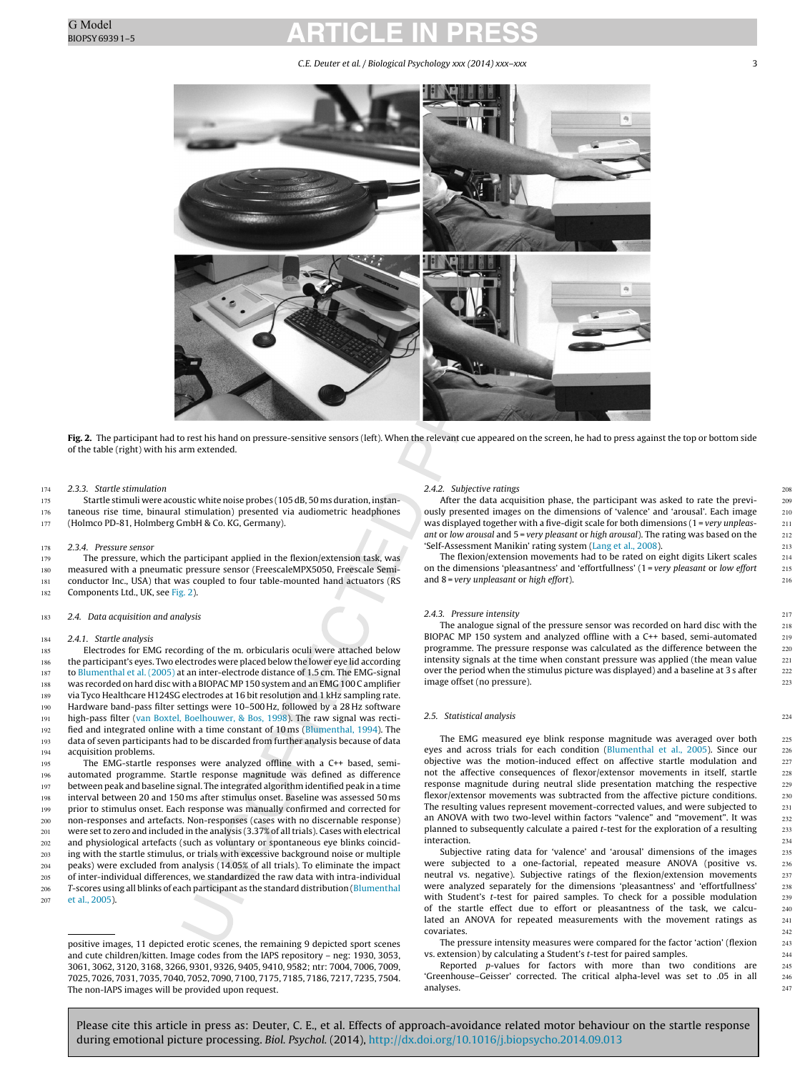Fig. 2. The participant had to rest his hand on pressure-sensitive sensors (left). When the relevant cue appeared on the screen, he had to press against the top or bottom side of the table (right) with his arm extended.

### 2.3.3. Startle stimulation

Startle stimuli were acoustic white noise probes (105 dB, 50 ms duration, instantaneous rise time, binaural stimulation) presented via audiometric headphones (Holmco PD-81, Holmberg GmbH & Co. KG, Germany).

### 2.3.4. Pressure sensor

The pressure, which the participant applied in the flexion/extension task, was measured with a pneumatic pressure sensor (FreescaleMPX5050, Freescale Semiconductor Inc., USA) that was coupled to four table-mounted hand actuators (RS Components Ltd., UK, see Fig. 2).

## 2.4. Data acquisition and analysis

### 2.4.1. Startle analysis

Electrodes for EMG recording of the m. orbicularis oculi were attached below the participant's eyes. Two electrodes were placed below the lower eye lid according to Blumenthal et al. (2005) at an inter-electrode distance of 1.5 cm. The EMG-signal was recorded on hard disc with a BIOPAC MP 150 system and an EMG 100 C amplifier via Tyco Healthcare H124SG electrodes at 16 bit resolution and 1 kHz sampling rate. Hardware band-pass filter settings were 10–500 Hz, followed by a 28 Hz software high-pass filter (van Boxtel, Boelhouwer, & Bos, 1998). The raw signal was rectified and integrated online with a time constant of 10 ms (Blumenthal, 1994). The data of seven participants had to be discarded from further analysis because of data acquisition problems.

The EMG-startle responses were analyzed offline with a C++ based, semi-automated programme. Startle response magnitude was defined as difference between peak and baseline signal. The integrated algorithm identified peak in a time interval between 20 and 150 ms after stimulus onset. Baseline was assessed 50 ms prior to stimulus onset. Each response was manually confirmed and corrected for non-responses and artefacts. Non-responses (cases with no discernable response) were set to zero and included in the analysis (3.37% of all trials). Cases with electrical and physiological artefacts (such as voluntary or spontaneous eye blinks coinciding with the startle stimulus, or trials with excessive background noise or multiple peaks) were excluded from analysis (14.05% of all trials). To eliminate the impact of inter-individual differences, we standardized the raw data with intra-individual *T*-scores using all blinks of each participant as the standard distribution (Blumenthal et al., 2005).

### 2.4.2. Subjective ratings

After the data acquisition phase, the participant was asked to rate the previously presented images on the dimensions of 'valence' and 'arousal'. Each image was displayed together with a five-digit scale for both dimensions (1 = *very unpleasant* or *low arousal* and 5 = *very pleasant* or *high arousal*). The rating was based on the 'Self-Assessment Manikin' rating system (Lang et al., 2008).

The flexion/extension movements had to be rated on eight digits Likert scales on the dimensions 'pleasantness' and 'effortfullness' (1 = *very pleasant* or *low effort* and 8 = *very unpleasant* or *high effort*).

### 2.4.3. Pressure intensity

The analogue signal of the pressure sensor was recorded on hard disc with the BIOPAC MP 150 system and analyzed offline with a C++ based, semi-automated programme. The pressure response was calculated as the difference between the intensity signals at the time when constant pressure was applied (the mean value over the period when the stimulus picture was displayed) and a baseline at 3 s after image offset (no pressure).

## 2.5. Statistical analysis

The EMG measured eye blink response magnitude was averaged over both eyes and across trials for each condition (Blumenthal et al., 2005). Since our objective was the motion-induced effect on affective startle modulation and not the affective consequences of flexor/extensor movements in itself, startle response magnitude during neutral slide presentation matching the respective flexor/extensor movements was subtracted from the affective picture conditions. The resulting values represent movement-corrected values, and were subjected to an ANOVA with two two-level within factors "valence" and "movement". It was planned to subsequently calculate a paired *t*-test for the exploration of a resulting interaction.

Subjective rating data for 'valence' and 'arousal' dimensions of the images were subjected to a one-factorial, repeated measure ANOVA (positive vs. neutral vs. negative). Subjective ratings of the flexion/extension movements were analyzed separately for the dimensions 'pleasantness' and 'effortfullness' with Student's *t*-test for paired samples. To check for a possible modulation of the startle effect due to effort or pleasantness of the task, we calculated an ANOVA for repeated measurements with the movement ratings as covariates.

The pressure intensity measures were compared for the factor 'action' (flexion vs. extension) by calculating a Student's *t*-test for paired samples.

Reported *p*-values for factors with more than two conditions are 'Greenhouse–Geisser' corrected. The critical alpha-level was set to .05 in all analyses.

---

positive images, 11 depicted erotic scenes, the remaining 9 depicted sport scenes and cute children/kitten. Image codes from the IAPS repository – neg: 1930, 3053, 3061, 3062, 3120, 3168, 3266, 9301, 9326, 9405, 9410, 9582; ntr: 7004, 7006, 7009, 7025, 7026, 7031, 7035, 7040, 7052, 7090, 7100, 7175, 7185, 7186, 7217, 7235, 7504. The non-IAPS images will be provided upon request.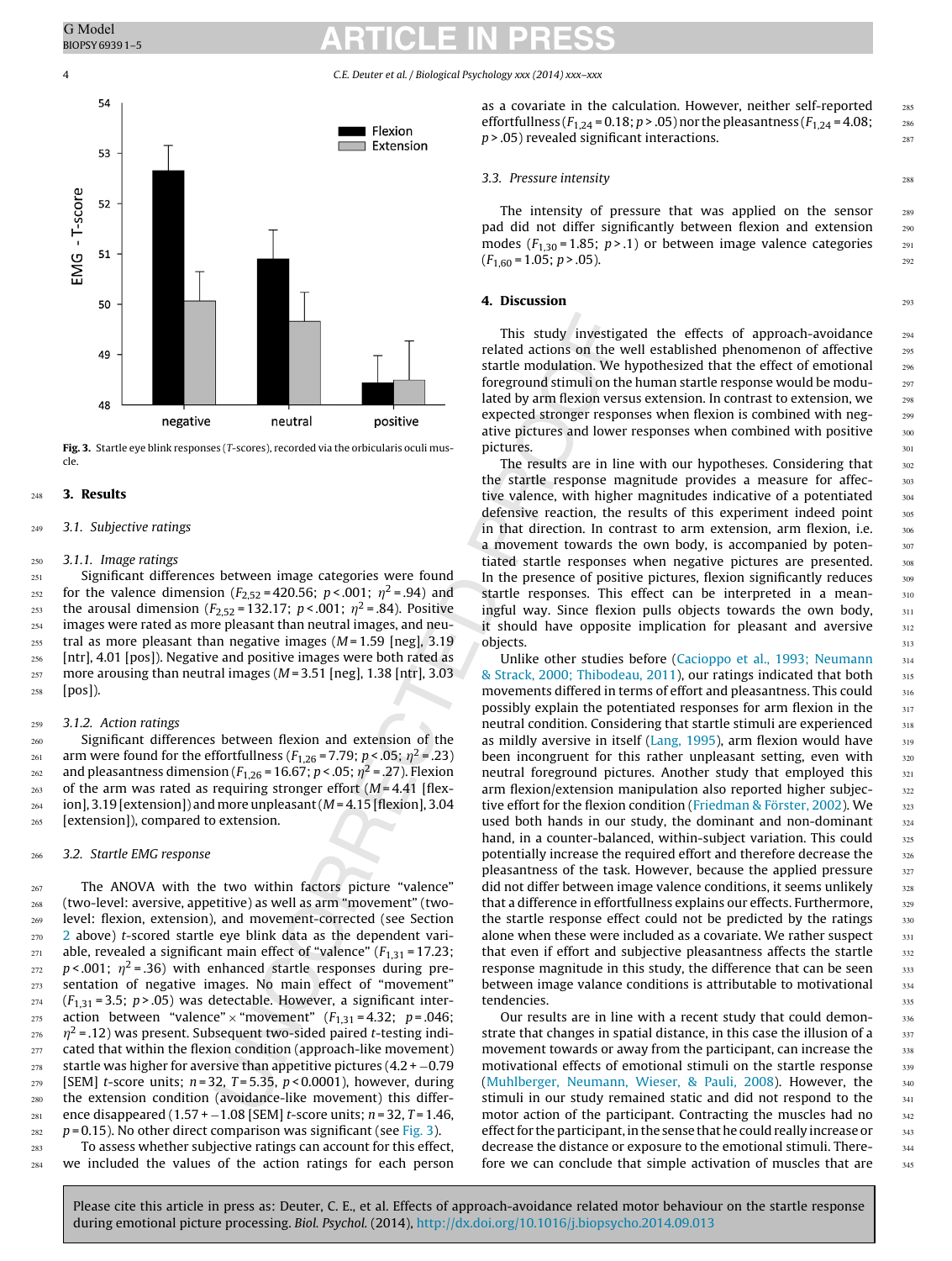54
53
52
51
50
49
48
EMG - T-score
Flexion
Extension
negative
neutral
positive

**Fig. 3.** Startle eye blink responses (*T*-scores), recorded via the orbicularis oculi muscle.

## 3. Results

### 3.1. Subjective ratings

#### 3.1.1. Image ratings

Significant differences between image categories were found for the valence dimension ($F_{2,52} = 420.56$; $p < .001$; $\eta^2 = .94$) and the arousal dimension ($F_{2,52} = 132.17$; $p < .001$; $\eta^2 = .84$). Positive images were rated as more pleasant than neutral images, and neutral as more pleasant than negative images ($M = 1.59$ [neg], 3.19 [ntr], 4.01 [pos]). Negative and positive images were both rated as more arousing than neutral images ($M = 3.51$ [neg], 1.38 [ntr], 3.03 [pos]).

#### 3.1.2. Action ratings

Significant differences between flexion and extension of the arm were found for the effortfullness ($F_{1,26} = 7.79$; $p < .05$; $\eta^2 = .23$) and pleasantness dimension ($F_{1,26} = 16.67$; $p < .05$; $\eta^2 = .27$). Flexion of the arm was rated as requiring stronger effort ($M = 4.41$ [flexion], 3.19 [extension]) and more unpleasant ($M = 4.15$ [flexion], 3.04 [extension]), compared to extension.

### 3.2. Startle EMG response

The ANOVA with the two within factors picture "valence" (two-level: aversive, appetitive) as well as arm "movement" (two-level: flexion, extension), and movement-corrected (see Section 2 above) *t*-scored startle eye blink data as the dependent variable, revealed a significant main effect of "valence" ($F_{1,31} = 17.23$; $p < .001$; $\eta^2 = .36$) with enhanced startle responses during presentation of negative images. No main effect of "movement" ($F_{1,31} = 3.5$; $p > .05$) was detectable. However, a significant interaction between "valence" × "movement" ($F_{1,31} = 4.32$; $p = .046$; $\eta^2 = .12$) was present. Subsequent two-sided paired *t*-testing indicated that within the flexion condition (approach-like movement) startle was higher for aversive than appetitive pictures (4.2 + −0.79 [SEM] *t*-score units; $n = 32$, $T = 5.35$, $p < 0.0001$), however, during the extension condition (avoidance-like movement) this difference disappeared (1.57 + −1.08 [SEM] *t*-score units; $n = 32$, $T = 1.46$, $p = 0.15$). No other direct comparison was significant (see Fig. 3).

To assess whether subjective ratings can account for this effect, we included the values of the action ratings for each person as a covariate in the calculation. However, neither self-reported effortfullness ($F_{1,24} = 0.18$; $p > .05$) nor the pleasantness ($F_{1,24} = 4.08$; $p > .05$) revealed significant interactions.

### 3.3. Pressure intensity

The intensity of pressure that was applied on the sensor pad did not differ significantly between flexion and extension modes ($F_{1,30} = 1.85$; $p > .1$) or between image valence categories ($F_{1,60} = 1.05$; $p > .05$).

## 4. Discussion

This study investigated the effects of approach-avoidance related actions on the well established phenomenon of affective startle modulation. We hypothesized that the effect of emotional foreground stimuli on the human startle response would be modulated by arm flexion versus extension. In contrast to extension, we expected stronger responses when flexion is combined with negative pictures and lower responses when combined with positive pictures.

The results are in line with our hypotheses. Considering that the startle response magnitude provides a measure for affective valence, with higher magnitudes indicative of a potentiated defensive reaction, the results of this experiment indeed point in that direction. In contrast to arm extension, arm flexion, i.e. a movement towards the own body, is accompanied by potentiated startle responses when negative pictures are presented. In the presence of positive pictures, flexion significantly reduces startle responses. This effect can be interpreted in a meaningful way. Since flexion pulls objects towards the own body, it should have opposite implication for pleasant and aversive objects.

Unlike other studies before (Cacioppo et al., 1993; Neumann & Strack, 2000; Thibodeau, 2011), our ratings indicated that both movements differed in terms of effort and pleasantness. This could possibly explain the potentiated responses for arm flexion in the neutral condition. Considering that startle stimuli are experienced as mildly aversive in itself (Lang, 1995), arm flexion would have been incongruent for this rather unpleasant setting, even with neutral foreground pictures. Another study that employed this arm flexion/extension manipulation also reported higher subjective effort for the flexion condition (Friedman & Förster, 2002). We used both hands in our study, the dominant and non-dominant hand, in a counter-balanced, within-subject variation. This could potentially increase the required effort and therefore decrease the pleasantness of the task. However, because the applied pressure did not differ between image valence conditions, it seems unlikely that a difference in effortfullness explains our effects. Furthermore, the startle response effect could not be predicted by the ratings alone when these were included as a covariate. We rather suspect that even if effort and subjective pleasantness affects the startle response magnitude in this study, the difference that can be seen between image valance conditions is attributable to motivational tendencies.

Our results are in line with a recent study that could demonstrate that changes in spatial distance, in this case the illusion of a movement towards or away from the participant, can increase the motivational effects of emotional stimuli on the startle response (Muhlberger, Neumann, Wieser, & Pauli, 2008). However, the stimuli in our study remained static and did not respond to the motor action of the participant. Contracting the muscles had no effect for the participant, in the sense that he could really increase or decrease the distance or exposure to the emotional stimuli. Therefore we can conclude that simple activation of muscles that are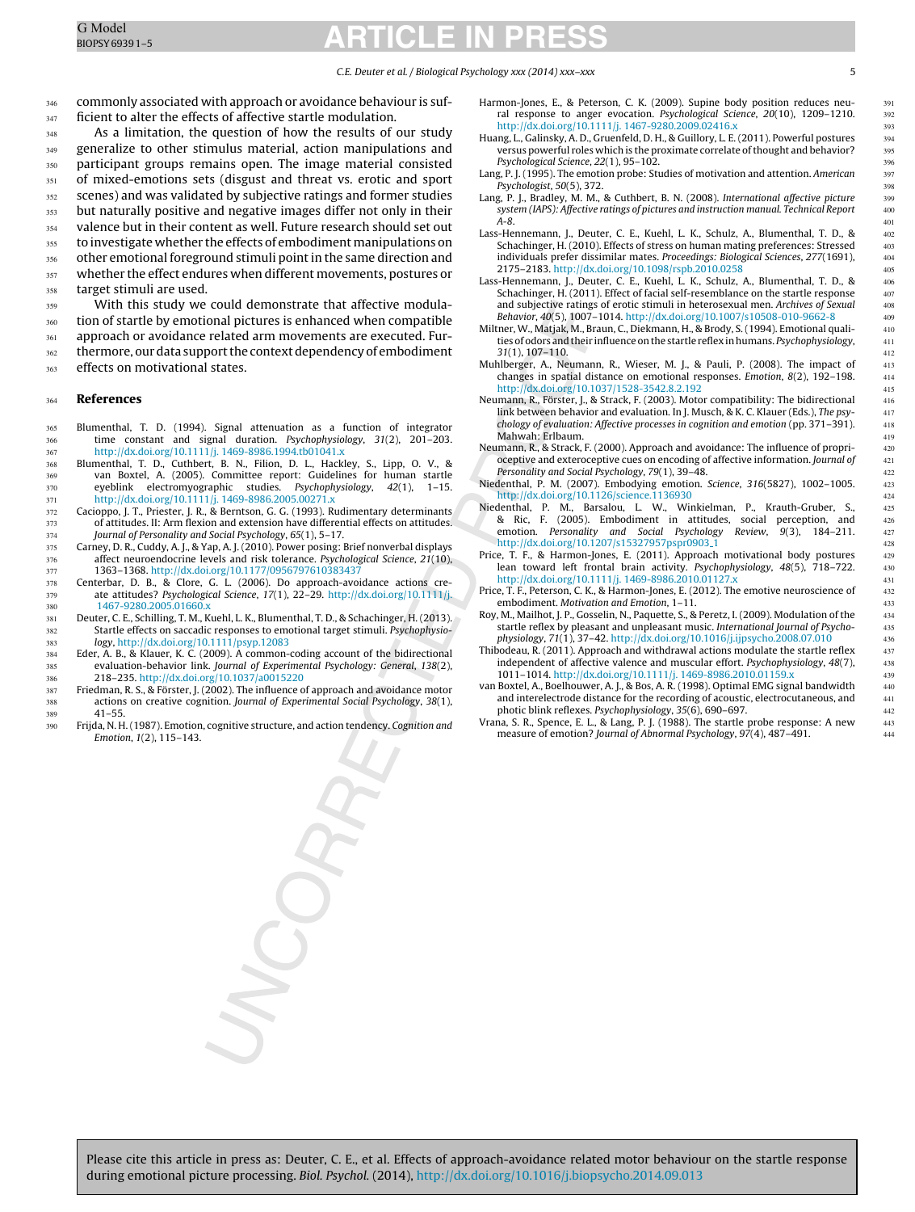commonly associated with approach or avoidance behaviour is sufficient to alter the effects of affective startle modulation.

As a limitation, the question of how the results of our study generalize to other stimulus material, action manipulations and participant groups remains open. The image material consisted of mixed-emotions sets (disgust and threat vs. erotic and sport scenes) and was validated by subjective ratings and former studies but naturally positive and negative images differ not only in their valence but in their content as well. Future research should set out to investigate whether the effects of embodiment manipulations on other emotional foreground stimuli point in the same direction and whether the effect endures when different movements, postures or target stimuli are used.

With this study we could demonstrate that affective modulation of startle by emotional pictures is enhanced when compatible approach or avoidance related arm movements are executed. Furthermore, our data support the context dependency of embodiment effects on motivational states.

## References

Blumenthal, T. D. (1994). Signal attenuation as a function of integrator time constant and signal duration. *Psychophysiology*, *31*(2), 201–203. http://dx.doi.org/10.1111/j.1469-8986.1994.tb01041.x

Blumenthal, T. D., Cuthbert, B. N., Filion, D. L., Hackley, S., Lipp, O. V., & van Boxtel, A. (2005). Committee report: Guidelines for human startle eyeblink electromyographic studies. *Psychophysiology*, *42*(1), 1–15. http://dx.doi.org/10.1111/j.1469-8986.2005.00271.x

Cacioppo, J. T., Priester, J. R., & Berntson, G. G. (1993). Rudimentary determinants of attitudes. II: Arm flexion and extension have differential effects on attitudes. *Journal of Personality and Social Psychology*, *65*(1), 5–17.

Carney, D. R., Cuddy, A. J., & Yap, A. J. (2010). Power posing: Brief nonverbal displays affect neuroendocrine levels and risk tolerance. *Psychological Science*, *21*(10), 1363–1368. http://dx.doi.org/10.1177/0956797610383437

Centerbar, D. B., & Clore, G. L. (2006). Do approach-avoidance actions create attitudes? *Psychological Science*, *17*(1), 22–29. http://dx.doi.org/10.1111/j.1467-9280.2005.01660.x

Deuter, C. E., Schilling, T. M., Kuehl, L. K., Blumenthal, T. D., & Schachinger, H. (2013). Startle effects on saccadic responses to emotional target stimuli. *Psychophysiology*, http://dx.doi.org/10.1111/psyp.12083

Eder, A. B., & Klauer, K. C. (2009). A common-coding account of the bidirectional evaluation-behavior link. *Journal of Experimental Psychology: General*, *138*(2), 218–235. http://dx.doi.org/10.1037/a0015220

Friedman, R. S., & Förster, J. (2002). The influence of approach and avoidance motor actions on creative cognition. *Journal of Experimental Social Psychology*, *38*(1), 41–55.

Frijda, N. H. (1987). Emotion, cognitive structure, and action tendency. *Cognition and Emotion*, *1*(2), 115–143.

Harmon-Jones, E., & Peterson, C. K. (2009). Supine body position reduces neural response to anger evocation. *Psychological Science*, *20*(10), 1209–1210. http://dx.doi.org/10.1111/j.1467-9280.2009.02416.x

Huang, L., Galinsky, A. D., Gruenfeld, D. H., & Guillory, L. E. (2011). Powerful postures versus powerful roles which is the proximate correlate of thought and behavior? *Psychological Science*, *22*(1), 95–102.

Lang, P. J. (1995). The emotion probe: Studies of motivation and attention. *American Psychologist*, *50*(5), 372.

Lang, P. J., Bradley, M. M., & Cuthbert, B. N. (2008). *International affective picture system (IAPS): Affective ratings of pictures and instruction manual. Technical Report A-8*.

Lass-Hennemann, J., Deuter, C. E., Kuehl, L. K., Schulz, A., Blumenthal, T. D., & Schachinger, H. (2010). Effects of stress on human mating preferences: Stressed individuals prefer dissimilar mates. *Proceedings: Biological Sciences*, *277*(1691), 2175–2183. http://dx.doi.org/10.1098/rspb.2010.0258

Lass-Hennemann, J., Deuter, C. E., Kuehl, L. K., Schulz, A., Blumenthal, T. D., & Schachinger, H. (2011). Effect of facial self-resemblance on the startle response and subjective ratings of erotic stimuli in heterosexual men. *Archives of Sexual Behavior*, *40*(5), 1007–1014. http://dx.doi.org/10.1007/s10508-010-9662-8

Miltner, W., Matjak, M., Braun, C., Diekmann, H., & Brody, S. (1994). Emotional qualities of odors and their influence on the startle reflex in humans. *Psychophysiology*, *31*(1), 107–110.

Muhlberger, A., Neumann, R., Wieser, M. J., & Pauli, P. (2008). The impact of changes in spatial distance on emotional responses. *Emotion*, *8*(2), 192–198. http://dx.doi.org/10.1037/1528-3542.8.2.192

Neumann, R., Förster, J., & Strack, F. (2003). Motor compatibility: The bidirectional link between behavior and evaluation. In J. Musch, & K. C. Klauer (Eds.), *The psychology of evaluation: Affective processes in cognition and emotion* (pp. 371–391). Mahwah: Erlbaum.

Neumann, R., & Strack, F. (2000). Approach and avoidance: The influence of proprioceptive and exteroceptive cues on encoding of affective information. *Journal of Personality and Social Psychology*, *79*(1), 39–48.

Niedenthal, P. M. (2007). Embodying emotion. *Science*, *316*(5827), 1002–1005. http://dx.doi.org/10.1126/science.1136930

Niedenthal, P. M., Barsalou, L. W., Winkielman, P., Krauth-Gruber, S., & Ric, F. (2005). Embodiment in attitudes, social perception, and emotion. *Personality and Social Psychology Review*, *9*(3), 184–211. http://dx.doi.org/10.1207/s15327957pspr0903_1

Price, T. F., & Harmon-Jones, E. (2011). Approach motivational body postures lean toward left frontal brain activity. *Psychophysiology*, *48*(5), 718–722. http://dx.doi.org/10.1111/j.1469-8986.2010.01127.x

Price, T. F., Peterson, C. K., & Harmon-Jones, E. (2012). The emotive neuroscience of embodiment. *Motivation and Emotion*, 1–11.

Roy, M., Mailhot, J. P., Gosselin, N., Paquette, S., & Peretz, I. (2009). Modulation of the startle reflex by pleasant and unpleasant music. *International Journal of Psychophysiology*, *71*(1), 37–42. http://dx.doi.org/10.1016/j.ijpsycho.2008.07.010

Thibodeau, R. (2011). Approach and withdrawal actions modulate the startle reflex independent of affective valence and muscular effort. *Psychophysiology*, *48*(7), 1011–1014. http://dx.doi.org/10.1111/j.1469-8986.2010.01159.x

van Boxtel, A., Boelhouwer, A. J., & Bos, A. R. (1998). Optimal EMG signal bandwidth and interelectrode distance for the recording of acoustic, electrocutaneous, and photic blink reflexes. *Psychophysiology*, *35*(6), 690–697.

Vrana, S. R., Spence, E. L., & Lang, P. J. (1988). The startle probe response: A new measure of emotion? *Journal of Abnormal Psychology*, *97*(4), 487–491.